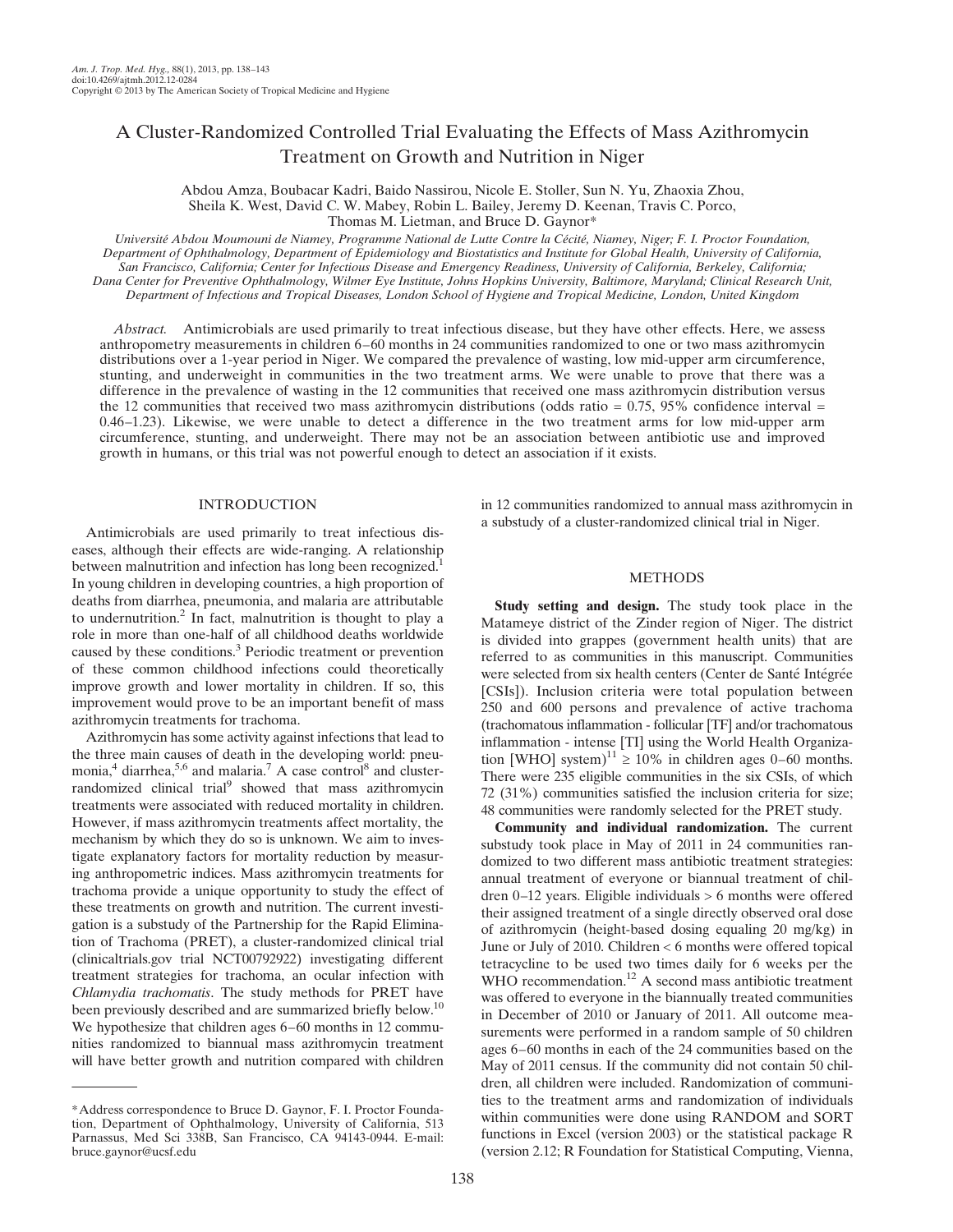# A Cluster-Randomized Controlled Trial Evaluating the Effects of Mass Azithromycin Treatment on Growth and Nutrition in Niger

Abdou Amza, Boubacar Kadri, Baido Nassirou, Nicole E. Stoller, Sun N. Yu, Zhaoxia Zhou, Sheila K. West, David C. W. Mabey, Robin L. Bailey, Jeremy D. Keenan, Travis C. Porco, Thomas M. Lietman, and Bruce D. Gaynor*

*Université Abdou Moumouni de Niamey, Programme National de Lutte Contre la Cécité, Niamey, Niger; F. I. Proctor Foundation, Department of Ophthalmology, Department of Epidemiology and Biostatistics and Institute for Global Health, University of California, San Francisco, California; Center for Infectious Disease and Emergency Readiness, University of California, Berkeley, California; Dana Center for Preventive Ophthalmology, Wilmer Eye Institute, Johns Hopkins University, Baltimore, Maryland; Clinical Research Unit, Department of Infectious and Tropical Diseases, London School of Hygiene and Tropical Medicine, London, United Kingdom*

*Abstract.* Antimicrobials are used primarily to treat infectious disease, but they have other effects. Here, we assess anthropometry measurements in children 6–60 months in 24 communities randomized to one or two mass azithromycin distributions over a 1-year period in Niger. We compared the prevalence of wasting, low mid-upper arm circumference, stunting, and underweight in communities in the two treatment arms. We were unable to prove that there was a difference in the prevalence of wasting in the 12 communities that received one mass azithromycin distribution versus the 12 communities that received two mass azithromycin distributions (odds ratio = 0.75, 95% confidence interval = 0.46–1.23). Likewise, we were unable to detect a difference in the two treatment arms for low mid-upper arm circumference, stunting, and underweight. There may not be an association between antibiotic use and improved growth in humans, or this trial was not powerful enough to detect an association if it exists.

## INTRODUCTION

Antimicrobials are used primarily to treat infectious diseases, although their effects are wide-ranging. A relationship between malnutrition and infection has long been recognized.[1] In young children in developing countries, a high proportion of deaths from diarrhea, pneumonia, and malaria are attributable to undernutrition.[2] In fact, malnutrition is thought to play a role in more than one-half of all childhood deaths worldwide caused by these conditions.[3] Periodic treatment or prevention of these common childhood infections could theoretically improve growth and lower mortality in children. If so, this improvement would prove to be an important benefit of mass azithromycin treatments for trachoma.

Azithromycin has some activity against infections that lead to the three main causes of death in the developing world: pneumonia,[4] diarrhea,[5,6] and malaria.[7] A case control[8] and cluster-randomized clinical trial[9] showed that mass azithromycin treatments were associated with reduced mortality in children. However, if mass azithromycin treatments affect mortality, the mechanism by which they do so is unknown. We aim to investigate explanatory factors for mortality reduction by measuring anthropometric indices. Mass azithromycin treatments for trachoma provide a unique opportunity to study the effect of these treatments on growth and nutrition. The current investigation is a substudy of the Partnership for the Rapid Elimination of Trachoma (PRET), a cluster-randomized clinical trial (clinicaltrials.gov trial NCT00792922) investigating different treatment strategies for trachoma, an ocular infection with *Chlamydia trachomatis*. The study methods for PRET have been previously described and are summarized briefly below.[10] We hypothesize that children ages 6–60 months in 12 communities randomized to biannual mass azithromycin treatment will have better growth and nutrition compared with children in 12 communities randomized to annual mass azithromycin in a substudy of a cluster-randomized clinical trial in Niger.

## METHODS

**Study setting and design.** The study took place in the Matameye district of the Zinder region of Niger. The district is divided into grappes (government health units) that are referred to as communities in this manuscript. Communities were selected from six health centers (Center de Santé Intégrée [CSIs]). Inclusion criteria were total population between 250 and 600 persons and prevalence of active trachoma (trachomatous inflammation - follicular [TF] and/or trachomatous inflammation - intense [TI] using the World Health Organization [WHO] system)[11] ≥ 10% in children ages 0–60 months. There were 235 eligible communities in the six CSIs, of which 72 (31%) communities satisfied the inclusion criteria for size; 48 communities were randomly selected for the PRET study.

**Community and individual randomization.** The current substudy took place in May of 2011 in 24 communities randomized to two different mass antibiotic treatment strategies: annual treatment of everyone or biannual treatment of children 0–12 years. Eligible individuals > 6 months were offered their assigned treatment of a single directly observed oral dose of azithromycin (height-based dosing equaling 20 mg/kg) in June or July of 2010. Children < 6 months were offered topical tetracycline to be used two times daily for 6 weeks per the WHO recommendation.[12] A second mass antibiotic treatment was offered to everyone in the biannually treated communities in December of 2010 or January of 2011. All outcome measurements were performed in a random sample of 50 children ages 6–60 months in each of the 24 communities based on the May of 2011 census. If the community did not contain 50 children, all children were included. Randomization of communities to the treatment arms and randomization of individuals within communities were done using RANDOM and SORT functions in Excel (version 2003) or the statistical package R (version 2.12; R Foundation for Statistical Computing, Vienna,

---

*Address correspondence to Bruce D. Gaynor, F. I. Proctor Foundation, Department of Ophthalmology, University of California, 513 Parnassus, Med Sci 338B, San Francisco, CA 94143-0944. E-mail: bruce.gaynor@ucsf.edu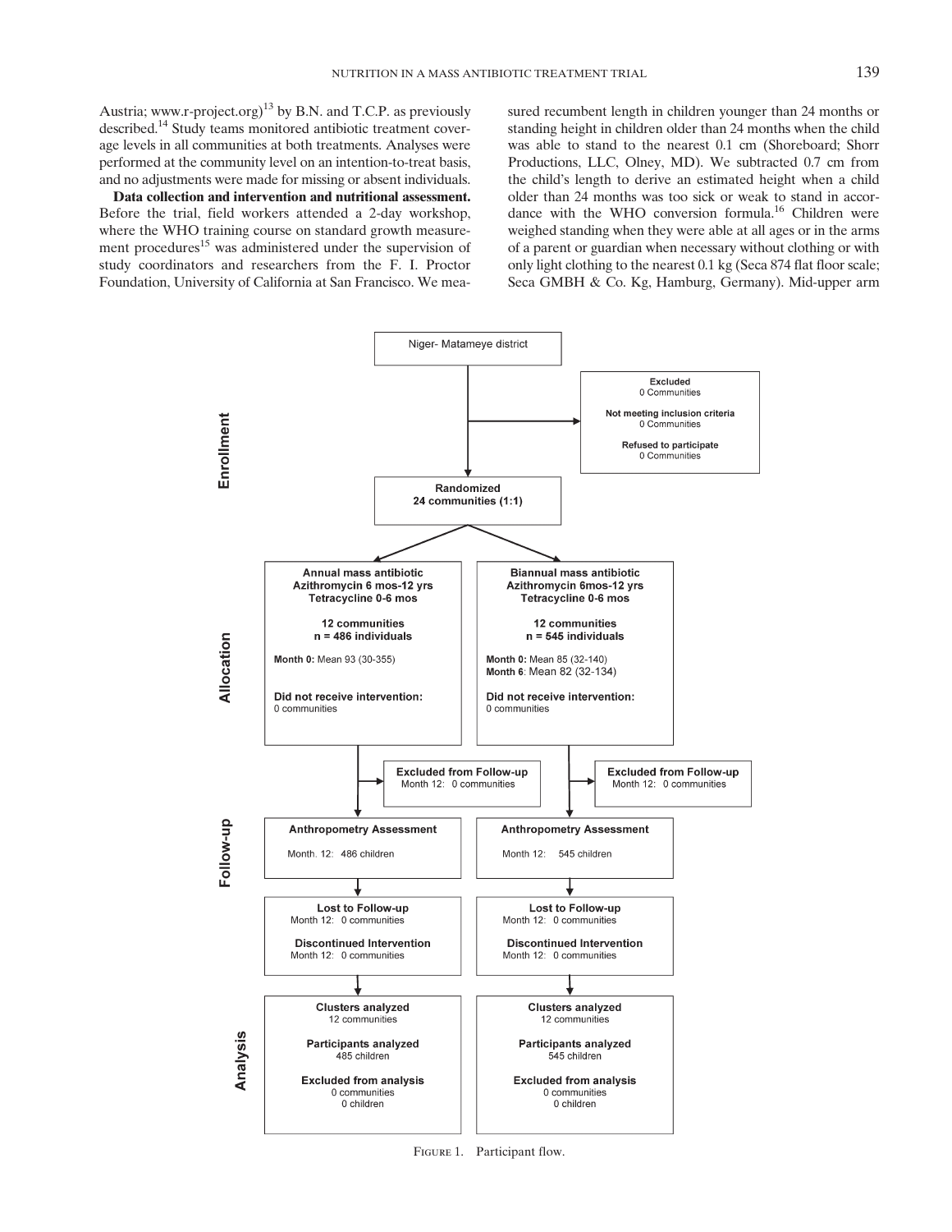Austria; www.r-project.org)[13] by B.N. and T.C.P. as previously described.[14] Study teams monitored antibiotic treatment coverage levels in all communities at both treatments. Analyses were performed at the community level on an intention-to-treat basis, and no adjustments were made for missing or absent individuals.

**Data collection and intervention and nutritional assessment.** Before the trial, field workers attended a 2-day workshop, where the WHO training course on standard growth measurement procedures[15] was administered under the supervision of study coordinators and researchers from the F. I. Proctor Foundation, University of California at San Francisco. We measured recumbent length in children younger than 24 months or standing height in children older than 24 months when the child was able to stand to the nearest 0.1 cm (Shoreboard; Shorr Productions, LLC, Olney, MD). We subtracted 0.7 cm from the child's length to derive an estimated height when a child older than 24 months was too sick or weak to stand in accordance with the WHO conversion formula.[16] Children were weighed standing when they were able at all ages or in the arms of a parent or guardian when necessary without clothing or with only light clothing to the nearest 0.1 kg (Seca 874 flat floor scale; Seca GMBH & Co. Kg, Hamburg, Germany). Mid-upper arm

**Enrollment**

Niger- Matameye district

Excluded: 0 Communities
Not meeting inclusion criteria: 0 Communities
Refused to participate: 0 Communities

Randomized: 24 communities (1:1)

**Allocation**

| Annual mass antibiotic Azithromycin 6 mos-12 yrs Tetracycline 0-6 mos | Biannual mass antibiotic Azithromycin 6mos-12 yrs Tetracycline 0-6 mos |
|---|---|
| 12 communities, n = 486 individuals | 12 communities, n = 545 individuals |
| Month 0: Mean 93 (30-355) | Month 0: Mean 85 (32-140); Month 6: Mean 82 (32-134) |
| Did not receive intervention: 0 communities | Did not receive intervention: 0 communities |
| Excluded from Follow-up: Month 12: 0 communities | Excluded from Follow-up: Month 12: 0 communities |

**Follow-up**

| Annual | Biannual |
|---|---|
| Anthropometry Assessment: Month. 12: 486 children | Anthropometry Assessment: Month 12: 545 children |
| Lost to Follow-up: Month 12: 0 communities | Lost to Follow-up: Month 12: 0 communities |
| Discontinued Intervention: Month 12: 0 communities | Discontinued Intervention: Month 12: 0 communities |

**Analysis**

| Annual | Biannual |
|---|---|
| Clusters analyzed: 12 communities | Clusters analyzed: 12 communities |
| Participants analyzed: 485 children | Participants analyzed: 545 children |
| Excluded from analysis: 0 communities, 0 children | Excluded from analysis: 0 communities, 0 children |

FIGURE 1. Participant flow.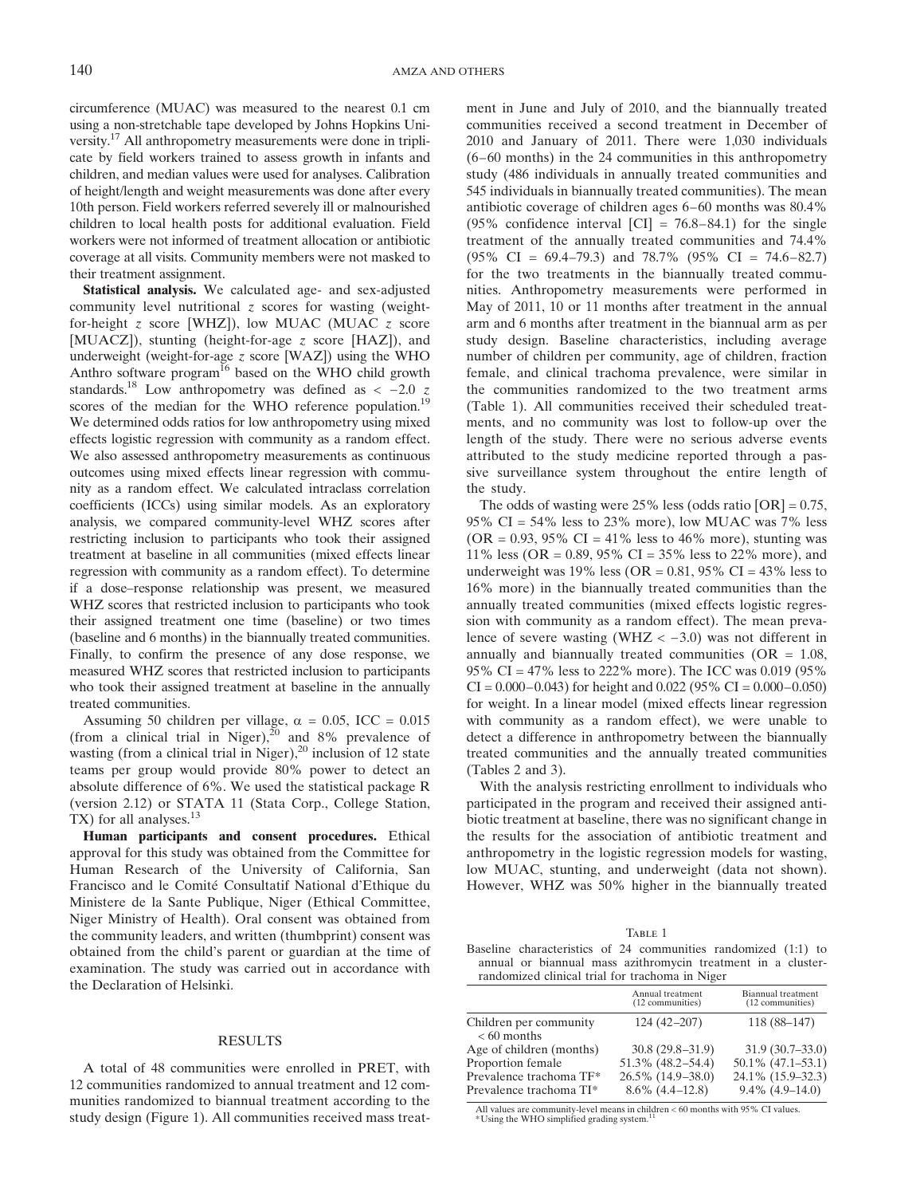circumference (MUAC) was measured to the nearest 0.1 cm using a non-stretchable tape developed by Johns Hopkins University.[17] All anthropometry measurements were done in triplicate by field workers trained to assess growth in infants and children, and median values were used for analyses. Calibration of height/length and weight measurements was done after every 10th person. Field workers referred severely ill or malnourished children to local health posts for additional evaluation. Field workers were not informed of treatment allocation or antibiotic coverage at all visits. Community members were not masked to their treatment assignment.

**Statistical analysis.** We calculated age- and sex-adjusted community level nutritional $z$ scores for wasting (weight-for-height $z$ score [WHZ]), low MUAC (MUAC $z$ score [MUACZ]), stunting (height-for-age $z$ score [HAZ]), and underweight (weight-for-age $z$ score [WAZ]) using the WHO Anthro software program[16] based on the WHO child growth standards.[18] Low anthropometry was defined as $< -2.0$ $z$ scores of the median for the WHO reference population.[19] We determined odds ratios for low anthropometry using mixed effects logistic regression with community as a random effect. We also assessed anthropometry measurements as continuous outcomes using mixed effects linear regression with community as a random effect. We calculated intraclass correlation coefficients (ICCs) using similar models. As an exploratory analysis, we compared community-level WHZ scores after restricting inclusion to participants who took their assigned treatment at baseline in all communities (mixed effects linear regression with community as a random effect). To determine if a dose–response relationship was present, we measured WHZ scores that restricted inclusion to participants who took their assigned treatment one time (baseline) or two times (baseline and 6 months) in the biannually treated communities. Finally, to confirm the presence of any dose response, we measured WHZ scores that restricted inclusion to participants who took their assigned treatment at baseline in the annually treated communities.

Assuming 50 children per village, $\alpha = 0.05$, ICC = 0.015 (from a clinical trial in Niger),[20] and 8% prevalence of wasting (from a clinical trial in Niger),[20] inclusion of 12 state teams per group would provide 80% power to detect an absolute difference of 6%. We used the statistical package R (version 2.12) or STATA 11 (Stata Corp., College Station, TX) for all analyses.[13]

**Human participants and consent procedures.** Ethical approval for this study was obtained from the Committee for Human Research of the University of California, San Francisco and le Comité Consultatif National d'Ethique du Ministere de la Sante Publique, Niger (Ethical Committee, Niger Ministry of Health). Oral consent was obtained from the community leaders, and written (thumbprint) consent was obtained from the child's parent or guardian at the time of examination. The study was carried out in accordance with the Declaration of Helsinki.

## RESULTS

A total of 48 communities were enrolled in PRET, with 12 communities randomized to annual treatment and 12 communities randomized to biannual treatment according to the study design (Figure 1). All communities received mass treatment in June and July of 2010, and the biannually treated communities received a second treatment in December of 2010 and January of 2011. There were 1,030 individuals (6–60 months) in the 24 communities in this anthropometry study (486 individuals in annually treated communities and 545 individuals in biannually treated communities). The mean antibiotic coverage of children ages 6–60 months was 80.4% (95% confidence interval [CI] = 76.8–84.1) for the single treatment of the annually treated communities and 74.4% (95% CI = 69.4–79.3) and 78.7% (95% CI = 74.6–82.7) for the two treatments in the biannually treated communities. Anthropometry measurements were performed in May of 2011, 10 or 11 months after treatment in the annual arm and 6 months after treatment in the biannual arm as per study design. Baseline characteristics, including average number of children per community, age of children, fraction female, and clinical trachoma prevalence, were similar in the communities randomized to the two treatment arms (Table 1). All communities received their scheduled treatments, and no community was lost to follow-up over the length of the study. There were no serious adverse events attributed to the study medicine reported through a passive surveillance system throughout the entire length of the study.

The odds of wasting were 25% less (odds ratio [OR] = 0.75, 95% CI = 54% less to 23% more), low MUAC was 7% less (OR = 0.93, 95% CI = 41% less to 46% more), stunting was 11% less (OR = 0.89, 95% CI = 35% less to 22% more), and underweight was 19% less (OR = 0.81, 95% CI = 43% less to 16% more) in the biannually treated communities than the annually treated communities (mixed effects logistic regression with community as a random effect). The mean prevalence of severe wasting (WHZ $< -3.0$) was not different in annually and biannually treated communities (OR = 1.08, 95% CI = 47% less to 222% more). The ICC was 0.019 (95% CI = 0.000–0.043) for height and 0.022 (95% CI = 0.000–0.050) for weight. In a linear model (mixed effects linear regression with community as a random effect), we were unable to detect a difference in anthropometry between the biannually treated communities and the annually treated communities (Tables 2 and 3).

With the analysis restricting enrollment to individuals who participated in the program and received their assigned antibiotic treatment at baseline, there was no significant change in the results for the association of antibiotic treatment and anthropometry in the logistic regression models for wasting, low MUAC, stunting, and underweight (data not shown). However, WHZ was 50% higher in the biannually treated

Table 1

Baseline characteristics of 24 communities randomized (1:1) to annual or biannual mass azithromycin treatment in a cluster-randomized clinical trial for trachoma in Niger

| | Annual treatment (12 communities) | Biannual treatment (12 communities) |
|---|---|---|
| Children per community < 60 months | 124 (42–207) | 118 (88–147) |
| Age of children (months) | 30.8 (29.8–31.9) | 31.9 (30.7–33.0) |
| Proportion female | 51.3% (48.2–54.4) | 50.1% (47.1–53.1) |
| Prevalence trachoma TF* | 26.5% (14.9–38.0) | 24.1% (15.9–32.3) |
| Prevalence trachoma TI* | 8.6% (4.4–12.8) | 9.4% (4.9–14.0) |

All values are community-level means in children < 60 months with 95% CI values.
*Using the WHO simplified grading system.[11]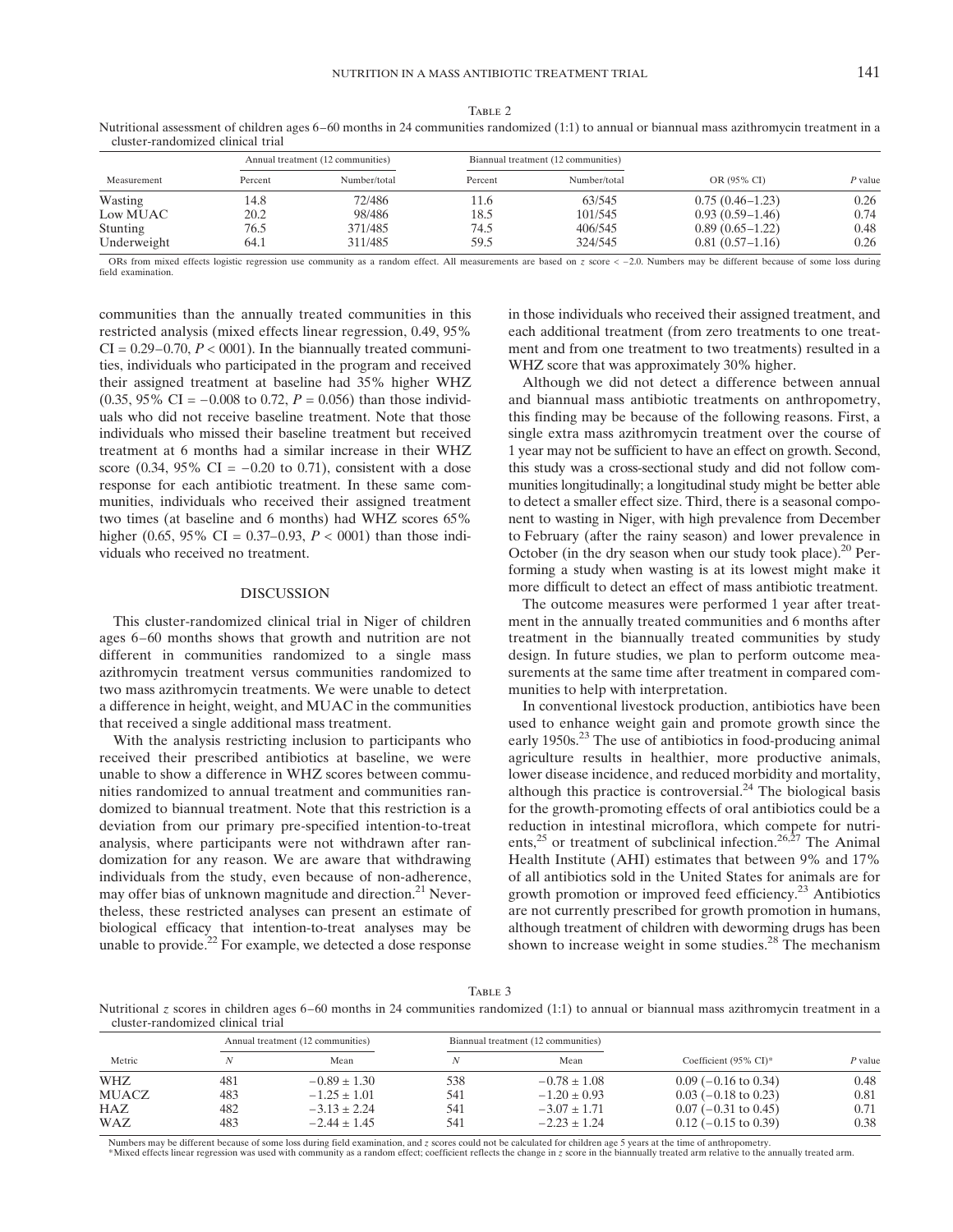Table 2

Nutritional assessment of children ages 6–60 months in 24 communities randomized (1:1) to annual or biannual mass azithromycin treatment in a cluster-randomized clinical trial

| Measurement | Annual treatment (12 communities) | | Biannual treatment (12 communities) | | OR (95% CI) | P value |
|---|---|---|---|---|---|---|
| | Percent | Number/total | Percent | Number/total | | |
| Wasting | 14.8 | 72/486 | 11.6 | 63/545 | 0.75 (0.46–1.23) | 0.26 |
| Low MUAC | 20.2 | 98/486 | 18.5 | 101/545 | 0.93 (0.59–1.46) | 0.74 |
| Stunting | 76.5 | 371/485 | 74.5 | 406/545 | 0.89 (0.65–1.22) | 0.48 |
| Underweight | 64.1 | 311/485 | 59.5 | 324/545 | 0.81 (0.57–1.16) | 0.26 |

ORs from mixed effects logistic regression use community as a random effect. All measurements are based on $z$ score < −2.0. Numbers may be different because of some loss during field examination.

communities than the annually treated communities in this restricted analysis (mixed effects linear regression, 0.49, 95% CI = 0.29–0.70, $P$ < 0001). In the biannually treated communities, individuals who participated in the program and received their assigned treatment at baseline had 35% higher WHZ (0.35, 95% CI = −0.008 to 0.72, $P$ = 0.056) than those individuals who did not receive baseline treatment. Note that those individuals who missed their baseline treatment but received treatment at 6 months had a similar increase in their WHZ score (0.34, 95% CI = −0.20 to 0.71), consistent with a dose response for each antibiotic treatment. In these same communities, individuals who received their assigned treatment two times (at baseline and 6 months) had WHZ scores 65% higher (0.65, 95% CI = 0.37–0.93, $P$ < 0001) than those individuals who received no treatment.

## DISCUSSION

This cluster-randomized clinical trial in Niger of children ages 6–60 months shows that growth and nutrition are not different in communities randomized to a single mass azithromycin treatment versus communities randomized to two mass azithromycin treatments. We were unable to detect a difference in height, weight, and MUAC in the communities that received a single additional mass treatment.

With the analysis restricting inclusion to participants who received their prescribed antibiotics at baseline, we were unable to show a difference in WHZ scores between communities randomized to annual treatment and communities randomized to biannual treatment. Note that this restriction is a deviation from our primary pre-specified intention-to-treat analysis, where participants were not withdrawn after randomization for any reason. We are aware that withdrawing individuals from the study, even because of non-adherence, may offer bias of unknown magnitude and direction.[21] Nevertheless, these restricted analyses can present an estimate of biological efficacy that intention-to-treat analyses may be unable to provide.[22] For example, we detected a dose response in those individuals who received their assigned treatment, and each additional treatment (from zero treatments to one treatment and from one treatment to two treatments) resulted in a WHZ score that was approximately 30% higher.

Although we did not detect a difference between annual and biannual mass antibiotic treatments on anthropometry, this finding may be because of the following reasons. First, a single extra mass azithromycin treatment over the course of 1 year may not be sufficient to have an effect on growth. Second, this study was a cross-sectional study and did not follow communities longitudinally; a longitudinal study might be better able to detect a smaller effect size. Third, there is a seasonal component to wasting in Niger, with high prevalence from December to February (after the rainy season) and lower prevalence in October (in the dry season when our study took place).[20] Performing a study when wasting is at its lowest might make it more difficult to detect an effect of mass antibiotic treatment.

The outcome measures were performed 1 year after treatment in the annually treated communities and 6 months after treatment in the biannually treated communities by study design. In future studies, we plan to perform outcome measurements at the same time after treatment in compared communities to help with interpretation.

In conventional livestock production, antibiotics have been used to enhance weight gain and promote growth since the early 1950s.[23] The use of antibiotics in food-producing animal agriculture results in healthier, more productive animals, lower disease incidence, and reduced morbidity and mortality, although this practice is controversial.[24] The biological basis for the growth-promoting effects of oral antibiotics could be a reduction in intestinal microflora, which compete for nutrients,[25] or treatment of subclinical infection.[26,27] The Animal Health Institute (AHI) estimates that between 9% and 17% of all antibiotics sold in the United States for animals are for growth promotion or improved feed efficiency.[23] Antibiotics are not currently prescribed for growth promotion in humans, although treatment of children with deworming drugs has been shown to increase weight in some studies.[28] The mechanism

Table 3

Nutritional $z$ scores in children ages 6–60 months in 24 communities randomized (1:1) to annual or biannual mass azithromycin treatment in a cluster-randomized clinical trial

| Metric | Annual treatment (12 communities) | | Biannual treatment (12 communities) | | Coefficient (95% CI)* | P value |
|---|---|---|---|---|---|---|
| | N | Mean | N | Mean | | |
| WHZ | 481 | −0.89 ± 1.30 | 538 | −0.78 ± 1.08 | 0.09 (−0.16 to 0.34) | 0.48 |
| MUACZ | 483 | −1.25 ± 1.01 | 541 | −1.20 ± 0.93 | 0.03 (−0.18 to 0.23) | 0.81 |
| HAZ | 482 | −3.13 ± 2.24 | 541 | −3.07 ± 1.71 | 0.07 (−0.31 to 0.45) | 0.71 |
| WAZ | 483 | −2.44 ± 1.45 | 541 | −2.23 ± 1.24 | 0.12 (−0.15 to 0.39) | 0.38 |

Numbers may be different because of some loss during field examination, and $z$ scores could not be calculated for children age 5 years at the time of anthropometry.
*Mixed effects linear regression was used with community as a random effect; coefficient reflects the change in $z$ score in the biannually treated arm relative to the annually treated arm.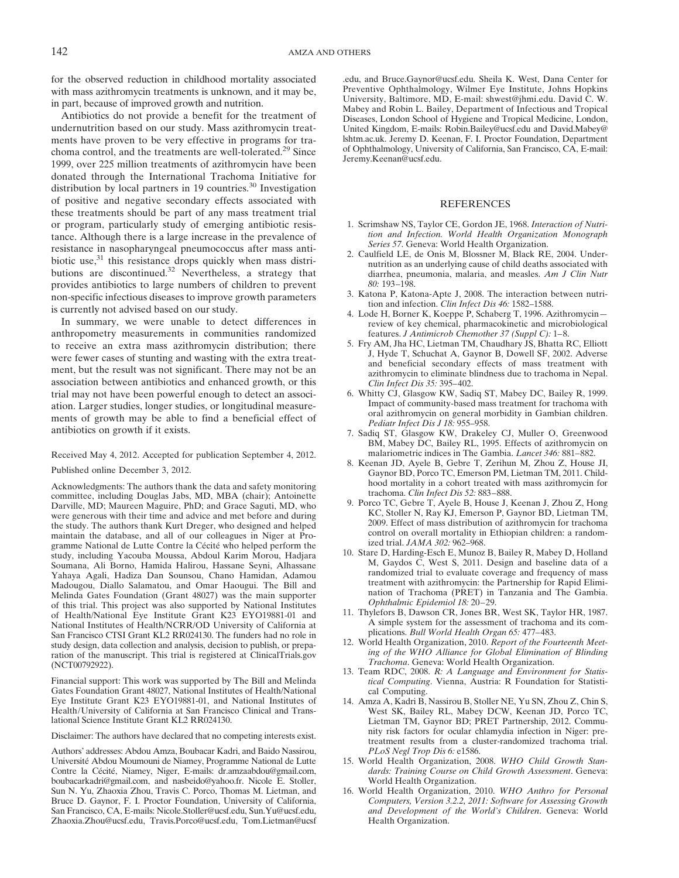for the observed reduction in childhood mortality associated with mass azithromycin treatments is unknown, and it may be, in part, because of improved growth and nutrition.

Antibiotics do not provide a benefit for the treatment of undernutrition based on our study. Mass azithromycin treatments have proven to be very effective in programs for trachoma control, and the treatments are well-tolerated.[29] Since 1999, over 225 million treatments of azithromycin have been donated through the International Trachoma Initiative for distribution by local partners in 19 countries.[30] Investigation of positive and negative secondary effects associated with these treatments should be part of any mass treatment trial or program, particularly study of emerging antibiotic resistance. Although there is a large increase in the prevalence of resistance in nasopharyngeal pneumococcus after mass antibiotic use,[31] this resistance drops quickly when mass distributions are discontinued.[32] Nevertheless, a strategy that provides antibiotics to large numbers of children to prevent non-specific infectious diseases to improve growth parameters is currently not advised based on our study.

In summary, we were unable to detect differences in anthropometry measurements in communities randomized to receive an extra mass azithromycin distribution; there were fewer cases of stunting and wasting with the extra treatment, but the result was not significant. There may not be an association between antibiotics and enhanced growth, or this trial may not have been powerful enough to detect an association. Larger studies, longer studies, or longitudinal measurements of growth may be able to find a beneficial effect of antibiotics on growth if it exists.

Received May 4, 2012. Accepted for publication September 4, 2012.

Published online December 3, 2012.

Acknowledgments: The authors thank the data and safety monitoring committee, including Douglas Jabs, MD, MBA (chair); Antoinette Darville, MD; Maureen Maguire, PhD; and Grace Saguti, MD, who were generous with their time and advice and met before and during the study. The authors thank Kurt Dreger, who designed and helped maintain the database, and all of our colleagues in Niger at Programme National de Lutte Contre la Cécité who helped perform the study, including Yacouba Moussa, Abdoul Karim Morou, Hadjara Soumana, Ali Borno, Hamida Halirou, Hassane Seyni, Alhassane Yahaya Agali, Hadiza Dan Sounsou, Chano Hamidan, Adamou Madougou, Diallo Salamatou, and Omar Haougui. The Bill and Melinda Gates Foundation (Grant 48027) was the main supporter of this trial. This project was also supported by National Institutes of Health/National Eye Institute Grant K23 EYO19881-01 and National Institutes of Health/NCRR/OD University of California at San Francisco CTSI Grant KL2 RR024130. The funders had no role in study design, data collection and analysis, decision to publish, or preparation of the manuscript. This trial is registered at ClinicalTrials.gov (NCT00792922).

Financial support: This work was supported by The Bill and Melinda Gates Foundation Grant 48027, National Institutes of Health/National Eye Institute Grant K23 EYO19881-01, and National Institutes of Health/University of California at San Francisco Clinical and Translational Science Institute Grant KL2 RR024130.

Disclaimer: The authors have declared that no competing interests exist.

Authors' addresses: Abdou Amza, Boubacar Kadri, and Baido Nassirou, Université Abdou Moumouni de Niamey, Programme National de Lutte Contre la Cécité, Niamey, Niger, E-mails: dr.amzaabdou@gmail.com, boubacarkadri@gmail.com, and nasbeido@yahoo.fr. Nicole E. Stoller, Sun N. Yu, Zhaoxia Zhou, Travis C. Porco, Thomas M. Lietman, and Bruce D. Gaynor, F. I. Proctor Foundation, University of California, San Francisco, CA, E-mails: Nicole.Stoller@ucsf.edu, Sun.Yu@ucsf.edu, Zhaoxia.Zhou@ucsf.edu, Travis.Porco@ucsf.edu, Tom.Lietman@ucsf.edu, and Bruce.Gaynor@ucsf.edu. Sheila K. West, Dana Center for Preventive Ophthalmology, Wilmer Eye Institute, Johns Hopkins University, Baltimore, MD, E-mail: shwest@jhmi.edu. David C. W. Mabey and Robin L. Bailey, Department of Infectious and Tropical Diseases, London School of Hygiene and Tropical Medicine, London, United Kingdom, E-mails: Robin.Bailey@ucsf.edu and David.Mabey@lshtm.ac.uk. Jeremy D. Keenan, F. I. Proctor Foundation, Department of Ophthalmology, University of California, San Francisco, CA, E-mail: Jeremy.Keenan@ucsf.edu.

## REFERENCES

1. Scrimshaw NS, Taylor CE, Gordon JE, 1968. *Interaction of Nutrition and Infection. World Health Organization Monograph Series 57*. Geneva: World Health Organization.
2. Caulfield LE, de Onis M, Blossner M, Black RE, 2004. Undernutrition as an underlying cause of child deaths associated with diarrhea, pneumonia, malaria, and measles. *Am J Clin Nutr 80:* 193–198.
3. Katona P, Katona-Apte J, 2008. The interaction between nutrition and infection. *Clin Infect Dis 46:* 1582–1588.
4. Lode H, Borner K, Koeppe P, Schaberg T, 1996. Azithromycin—review of key chemical, pharmacokinetic and microbiological features. *J Antimicrob Chemother 37 (Suppl C):* 1–8.
5. Fry AM, Jha HC, Lietman TM, Chaudhary JS, Bhatta RC, Elliott J, Hyde T, Schuchat A, Gaynor B, Dowell SF, 2002. Adverse and beneficial secondary effects of mass treatment with azithromycin to eliminate blindness due to trachoma in Nepal. *Clin Infect Dis 35:* 395–402.
6. Whitty CJ, Glasgow KW, Sadiq ST, Mabey DC, Bailey R, 1999. Impact of community-based mass treatment for trachoma with oral azithromycin on general morbidity in Gambian children. *Pediatr Infect Dis J 18:* 955–958.
7. Sadiq ST, Glasgow KW, Drakeley CJ, Muller O, Greenwood BM, Mabey DC, Bailey RL, 1995. Effects of azithromycin on malariometric indices in The Gambia. *Lancet 346:* 881–882.
8. Keenan JD, Ayele B, Gebre T, Zerihun M, Zhou Z, House JI, Gaynor BD, Porco TC, Emerson PM, Lietman TM, 2011. Childhood mortality in a cohort treated with mass azithromycin for trachoma. *Clin Infect Dis 52:* 883–888.
9. Porco TC, Gebre T, Ayele B, House J, Keenan J, Zhou Z, Hong KC, Stoller N, Ray KJ, Emerson P, Gaynor BD, Lietman TM, 2009. Effect of mass distribution of azithromycin for trachoma control on overall mortality in Ethiopian children: a randomized trial. *JAMA 302:* 962–968.
10. Stare D, Harding-Esch E, Munoz B, Bailey R, Mabey D, Holland M, Gaydos C, West S, 2011. Design and baseline data of a randomized trial to evaluate coverage and frequency of mass treatment with azithromycin: the Partnership for Rapid Elimination of Trachoma (PRET) in Tanzania and The Gambia. *Ophthalmic Epidemiol 18:* 20–29.
11. Thylefors B, Dawson CR, Jones BR, West SK, Taylor HR, 1987. A simple system for the assessment of trachoma and its complications. *Bull World Health Organ 65:* 477–483.
12. World Health Organization, 2010. *Report of the Fourteenth Meeting of the WHO Alliance for Global Elimination of Blinding Trachoma*. Geneva: World Health Organization.
13. Team RDC, 2008. *R: A Language and Environment for Statistical Computing*. Vienna, Austria: R Foundation for Statistical Computing.
14. Amza A, Kadri B, Nassirou B, Stoller NE, Yu SN, Zhou Z, Chin S, West SK, Bailey RL, Mabey DCW, Keenan JD, Porco TC, Lietman TM, Gaynor BD; PRET Partnership, 2012. Community risk factors for ocular chlamydia infection in Niger: pre-treatment results from a cluster-randomized trachoma trial. *PLoS Negl Trop Dis 6:* e1586.
15. World Health Organization, 2008. *WHO Child Growth Standards: Training Course on Child Growth Assessment*. Geneva: World Health Organization.
16. World Health Organization, 2010. *WHO Anthro for Personal Computers, Version 3.2.2, 2011: Software for Assessing Growth and Development of the World's Children*. Geneva: World Health Organization.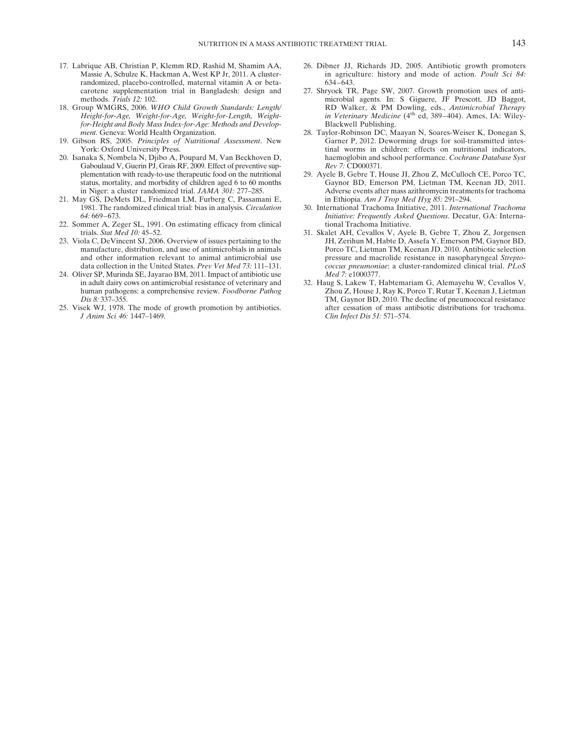17. Labrique AB, Christian P, Klemm RD, Rashid M, Shamim AA, Massie A, Schulze K, Hackman A, West KP Jr, 2011. A cluster-randomized, placebo-controlled, maternal vitamin A or beta-carotene supplementation trial in Bangladesh: design and methods. *Trials 12:* 102.
18. Group WMGRS, 2006. *WHO Child Growth Standards: Length/Height-for-Age, Weight-for-Age, Weight-for-Length, Weight-for-Height and Body Mass Index-for-Age: Methods and Development*. Geneva: World Health Organization.
19. Gibson RS, 2005. *Principles of Nutritional Assessment*. New York: Oxford University Press.
20. Isanaka S, Nombela N, Djibo A, Poupard M, Van Beckhoven D, Gaboulaud V, Guerin PJ, Grais RF, 2009. Effect of preventive supplementation with ready-to-use therapeutic food on the nutritional status, mortality, and morbidity of children aged 6 to 60 months in Niger: a cluster randomized trial. *JAMA 301:* 277–285.
21. May GS, DeMets DL, Friedman LM, Furberg C, Passamani E, 1981. The randomized clinical trial: bias in analysis. *Circulation 64:* 669–673.
22. Sommer A, Zeger SL, 1991. On estimating efficacy from clinical trials. *Stat Med 10:* 45–52.
23. Viola C, DeVincent SJ, 2006. Overview of issues pertaining to the manufacture, distribution, and use of antimicrobials in animals and other information relevant to animal antimicrobial use data collection in the United States. *Prev Vet Med 73:* 111–131.
24. Oliver SP, Murinda SE, Jayarao BM, 2011. Impact of antibiotic use in adult dairy cows on antimicrobial resistance of veterinary and human pathogens: a comprehensive review. *Foodborne Pathog Dis 8:* 337–355.
25. Visek WJ, 1978. The mode of growth promotion by antibiotics. *J Anim Sci 46:* 1447–1469.
26. Dibner JJ, Richards JD, 2005. Antibiotic growth promoters in agriculture: history and mode of action. *Poult Sci 84:* 634–643.
27. Shryock TR, Page SW, 2007. Growth promotion uses of antimicrobial agents. In: S Giguere, JF Prescott, JD Baggot, RD Walker, & PM Dowling, eds., *Antimicrobial Therapy in Veterinary Medicine* (4th ed, 389–404). Ames, IA: Wiley-Blackwell Publishing.
28. Taylor-Robinson DC, Maayan N, Soares-Weiser K, Donegan S, Garner P, 2012. Deworming drugs for soil-transmitted intestinal worms in children: effects on nutritional indicators, haemoglobin and school performance. *Cochrane Database Syst Rev 7:* CD000371.
29. Ayele B, Gebre T, House JI, Zhou Z, McCulloch CE, Porco TC, Gaynor BD, Emerson PM, Lietman TM, Keenan JD, 2011. Adverse events after mass azithromycin treatments for trachoma in Ethiopia. *Am J Trop Med Hyg 85:* 291–294.
30. International Trachoma Initiative, 2011. *International Trachoma Initiative: Frequently Asked Questions*. Decatur, GA: International Trachoma Initiative.
31. Skalet AH, Cevallos V, Ayele B, Gebre T, Zhou Z, Jorgensen JH, Zerihun M, Habte D, Assefa Y, Emerson PM, Gaynor BD, Porco TC, Lietman TM, Keenan JD, 2010. Antibiotic selection pressure and macrolide resistance in nasopharyngeal *Streptococcus pneumoniae*: a cluster-randomized clinical trial. *PLoS Med 7:* e1000377.
32. Haug S, Lakew T, Habtemariam G, Alemayehu W, Cevallos V, Zhou Z, House J, Ray K, Porco T, Rutar T, Keenan J, Lietman TM, Gaynor BD, 2010. The decline of pneumococcal resistance after cessation of mass antibiotic distributions for trachoma. *Clin Infect Dis 51:* 571–574.